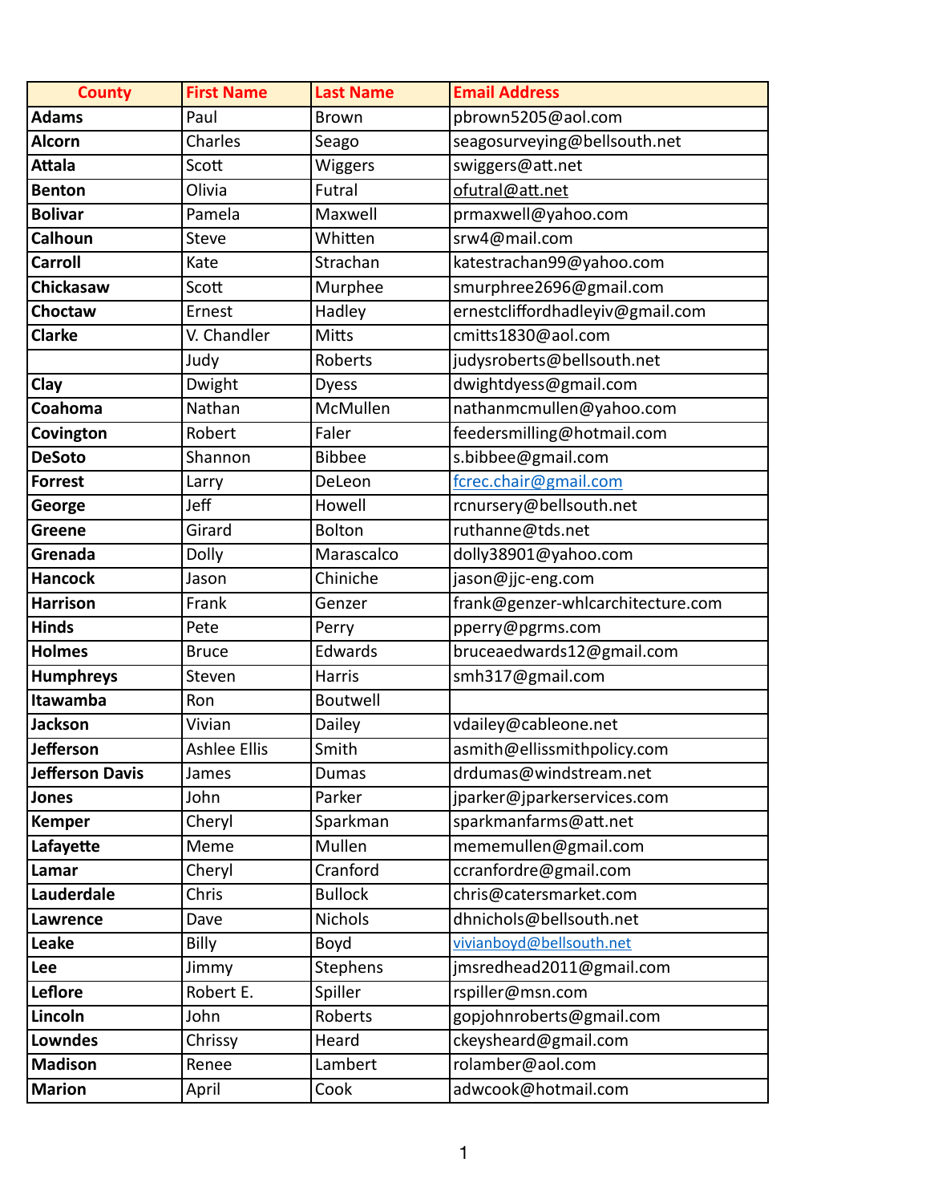| County | First Name | Last Name | Email Address |
| --- | --- | --- | --- |
| **Adams** | Paul | Brown | pbrown5205@aol.com |
| **Alcorn** | Charles | Seago | seagosurveying@bellsouth.net |
| **Attala** | Scott | Wiggers | swiggers@att.net |
| **Benton** | Olivia | Futral | ofutral@att.net |
| **Bolivar** | Pamela | Maxwell | prmaxwell@yahoo.com |
| **Calhoun** | Steve | Whitten | srw4@mail.com |
| **Carroll** | Kate | Strachan | katestrachan99@yahoo.com |
| **Chickasaw** | Scott | Murphee | smurphree2696@gmail.com |
| **Choctaw** | Ernest | Hadley | ernestcliffordhadleyiv@gmail.com |
| **Clarke** | V. Chandler | Mitts | cmitts1830@aol.com |
| | Judy | Roberts | judysroberts@bellsouth.net |
| **Clay** | Dwight | Dyess | dwightdyess@gmail.com |
| **Coahoma** | Nathan | McMullen | nathanmcmullen@yahoo.com |
| **Covington** | Robert | Faler | feedersmilling@hotmail.com |
| **DeSoto** | Shannon | Bibbee | s.bibbee@gmail.com |
| **Forrest** | Larry | DeLeon | fcrec.chair@gmail.com |
| **George** | Jeff | Howell | rcnursery@bellsouth.net |
| **Greene** | Girard | Bolton | ruthanne@tds.net |
| **Grenada** | Dolly | Marascalco | dolly38901@yahoo.com |
| **Hancock** | Jason | Chiniche | jason@jjc-eng.com |
| **Harrison** | Frank | Genzer | frank@genzer-whlcarchitecture.com |
| **Hinds** | Pete | Perry | pperry@pgrms.com |
| **Holmes** | Bruce | Edwards | bruceaedwards12@gmail.com |
| **Humphreys** | Steven | Harris | smh317@gmail.com |
| **Itawamba** | Ron | Boutwell | |
| **Jackson** | Vivian | Dailey | vdailey@cableone.net |
| **Jefferson** | Ashlee Ellis | Smith | asmith@ellissmithpolicy.com |
| **Jefferson Davis** | James | Dumas | drdumas@windstream.net |
| **Jones** | John | Parker | jparker@jparkerservices.com |
| **Kemper** | Cheryl | Sparkman | sparkmanfarms@att.net |
| **Lafayette** | Meme | Mullen | mememullen@gmail.com |
| **Lamar** | Cheryl | Cranford | ccranfordre@gmail.com |
| **Lauderdale** | Chris | Bullock | chris@catersmarket.com |
| **Lawrence** | Dave | Nichols | dhnichols@bellsouth.net |
| **Leake** | Billy | Boyd | vivianboyd@bellsouth.net |
| **Lee** | Jimmy | Stephens | jmsredhead2011@gmail.com |
| **Leflore** | Robert E. | Spiller | rspiller@msn.com |
| **Lincoln** | John | Roberts | gopjohnroberts@gmail.com |
| **Lowndes** | Chrissy | Heard | ckeysheard@gmail.com |
| **Madison** | Renee | Lambert | rolamber@aol.com |
| **Marion** | April | Cook | adwcook@hotmail.com |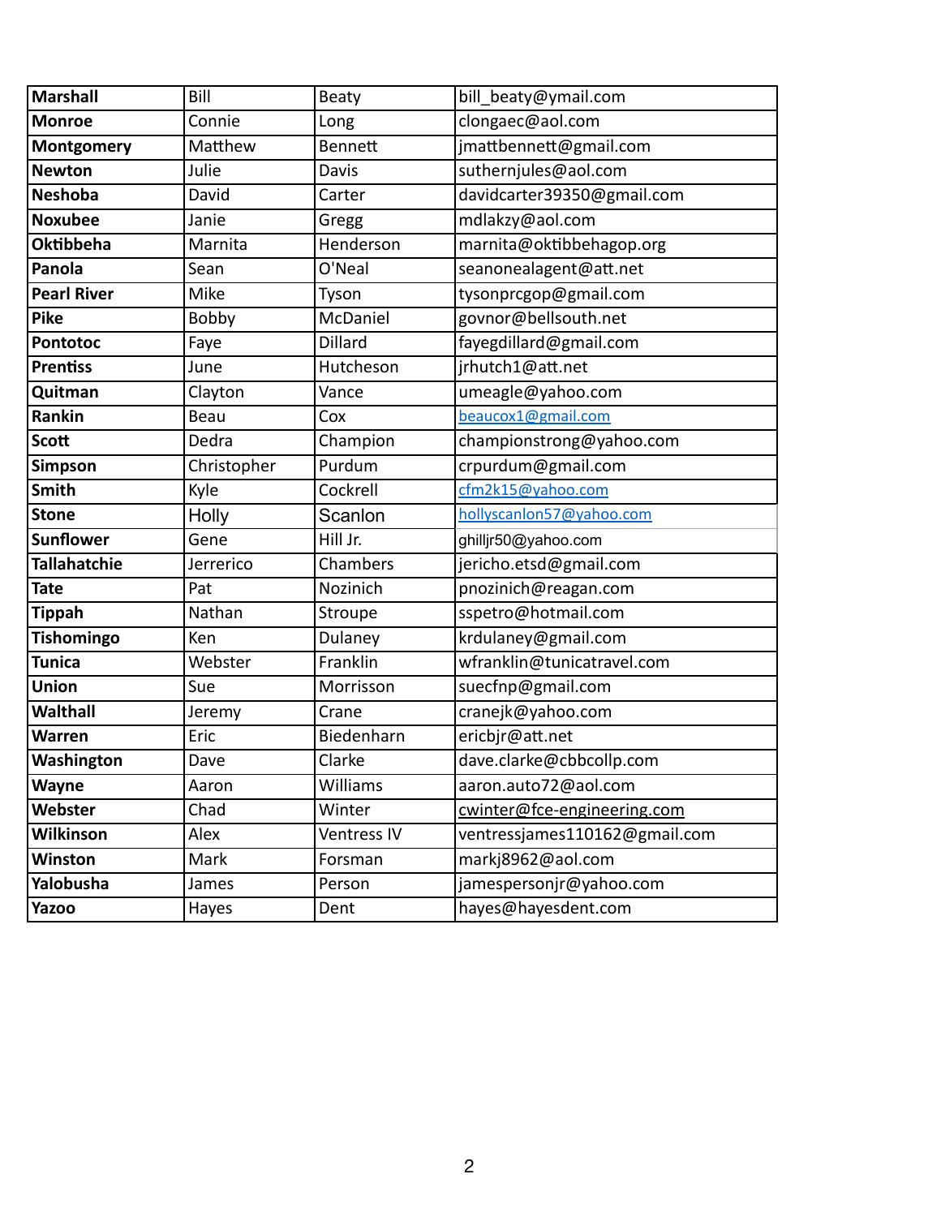| | | | |
|---|---|---|---|
| **Marshall** | Bill | Beaty | bill_beaty@ymail.com |
| **Monroe** | Connie | Long | clongaec@aol.com |
| **Montgomery** | Matthew | Bennett | jmattbennett@gmail.com |
| **Newton** | Julie | Davis | suthernjules@aol.com |
| **Neshoba** | David | Carter | davidcarter39350@gmail.com |
| **Noxubee** | Janie | Gregg | mdlakzy@aol.com |
| **Oktibbeha** | Marnita | Henderson | marnita@oktibbehagop.org |
| **Panola** | Sean | O'Neal | seanonealagent@att.net |
| **Pearl River** | Mike | Tyson | tysonprcgop@gmail.com |
| **Pike** | Bobby | McDaniel | govnor@bellsouth.net |
| **Pontotoc** | Faye | Dillard | fayegdillard@gmail.com |
| **Prentiss** | June | Hutcheson | jrhutch1@att.net |
| **Quitman** | Clayton | Vance | umeagle@yahoo.com |
| **Rankin** | Beau | Cox | beaucox1@gmail.com |
| **Scott** | Dedra | Champion | championstrong@yahoo.com |
| **Simpson** | Christopher | Purdum | crpurdum@gmail.com |
| **Smith** | Kyle | Cockrell | cfm2k15@yahoo.com |
| **Stone** | Holly | Scanlon | hollyscanlon57@yahoo.com |
| **Sunflower** | Gene | Hill Jr. | ghilljr50@yahoo.com |
| **Tallahatchie** | Jerrerico | Chambers | jericho.etsd@gmail.com |
| **Tate** | Pat | Nozinich | pnozinich@reagan.com |
| **Tippah** | Nathan | Stroupe | sspetro@hotmail.com |
| **Tishomingo** | Ken | Dulaney | krdulaney@gmail.com |
| **Tunica** | Webster | Franklin | wfranklin@tunicatravel.com |
| **Union** | Sue | Morrisson | suecfnp@gmail.com |
| **Walthall** | Jeremy | Crane | cranejk@yahoo.com |
| **Warren** | Eric | Biedenharn | ericbjr@att.net |
| **Washington** | Dave | Clarke | dave.clarke@cbbcollp.com |
| **Wayne** | Aaron | Williams | aaron.auto72@aol.com |
| **Webster** | Chad | Winter | cwinter@fce-engineering.com |
| **Wilkinson** | Alex | Ventress IV | ventressjames110162@gmail.com |
| **Winston** | Mark | Forsman | markj8962@aol.com |
| **Yalobusha** | James | Person | jamespersonjr@yahoo.com |
| **Yazoo** | Hayes | Dent | hayes@hayesdent.com |